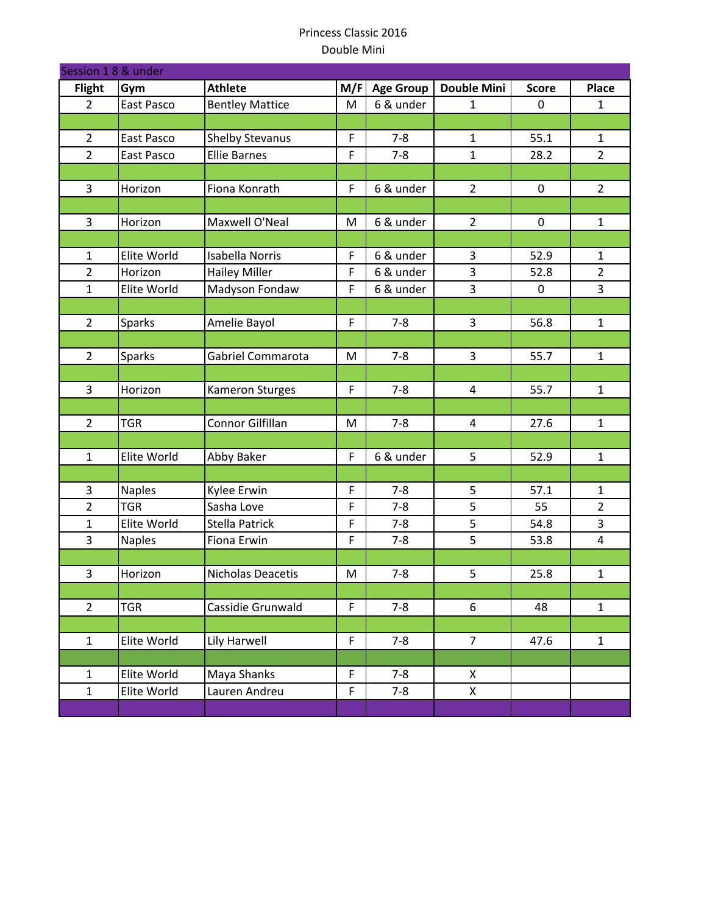# Princess Classic 2016

## Double Mini

| Session 1 8 & under | | | | | | | |
|---|---|---|---|---|---|---|---|
| **Flight** | **Gym** | **Athlete** | **M/F** | **Age Group** | **Double Mini** | **Score** | **Place** |
| 2 | East Pasco | Bentley Mattice | M | 6 & under | 1 | 0 | 1 |
| | | | | | | | |
| 2 | East Pasco | Shelby Stevanus | F | 7-8 | 1 | 55.1 | 1 |
| 2 | East Pasco | Ellie Barnes | F | 7-8 | 1 | 28.2 | 2 |
| | | | | | | | |
| 3 | Horizon | Fiona Konrath | F | 6 & under | 2 | 0 | 2 |
| | | | | | | | |
| 3 | Horizon | Maxwell O'Neal | M | 6 & under | 2 | 0 | 1 |
| | | | | | | | |
| 1 | Elite World | Isabella Norris | F | 6 & under | 3 | 52.9 | 1 |
| 2 | Horizon | Hailey Miller | F | 6 & under | 3 | 52.8 | 2 |
| 1 | Elite World | Madyson Fondaw | F | 6 & under | 3 | 0 | 3 |
| | | | | | | | |
| 2 | Sparks | Amelie Bayol | F | 7-8 | 3 | 56.8 | 1 |
| | | | | | | | |
| 2 | Sparks | Gabriel Commarota | M | 7-8 | 3 | 55.7 | 1 |
| | | | | | | | |
| 3 | Horizon | Kameron Sturges | F | 7-8 | 4 | 55.7 | 1 |
| | | | | | | | |
| 2 | TGR | Connor Gilfillan | M | 7-8 | 4 | 27.6 | 1 |
| | | | | | | | |
| 1 | Elite World | Abby Baker | F | 6 & under | 5 | 52.9 | 1 |
| | | | | | | | |
| 3 | Naples | Kylee Erwin | F | 7-8 | 5 | 57.1 | 1 |
| 2 | TGR | Sasha Love | F | 7-8 | 5 | 55 | 2 |
| 1 | Elite World | Stella Patrick | F | 7-8 | 5 | 54.8 | 3 |
| 3 | Naples | Fiona Erwin | F | 7-8 | 5 | 53.8 | 4 |
| | | | | | | | |
| 3 | Horizon | Nicholas Deacetis | M | 7-8 | 5 | 25.8 | 1 |
| | | | | | | | |
| 2 | TGR | Cassidie Grunwald | F | 7-8 | 6 | 48 | 1 |
| | | | | | | | |
| 1 | Elite World | Lily Harwell | F | 7-8 | 7 | 47.6 | 1 |
| | | | | | | | |
| 1 | Elite World | Maya Shanks | F | 7-8 | X | | |
| 1 | Elite World | Lauren Andreu | F | 7-8 | X | | |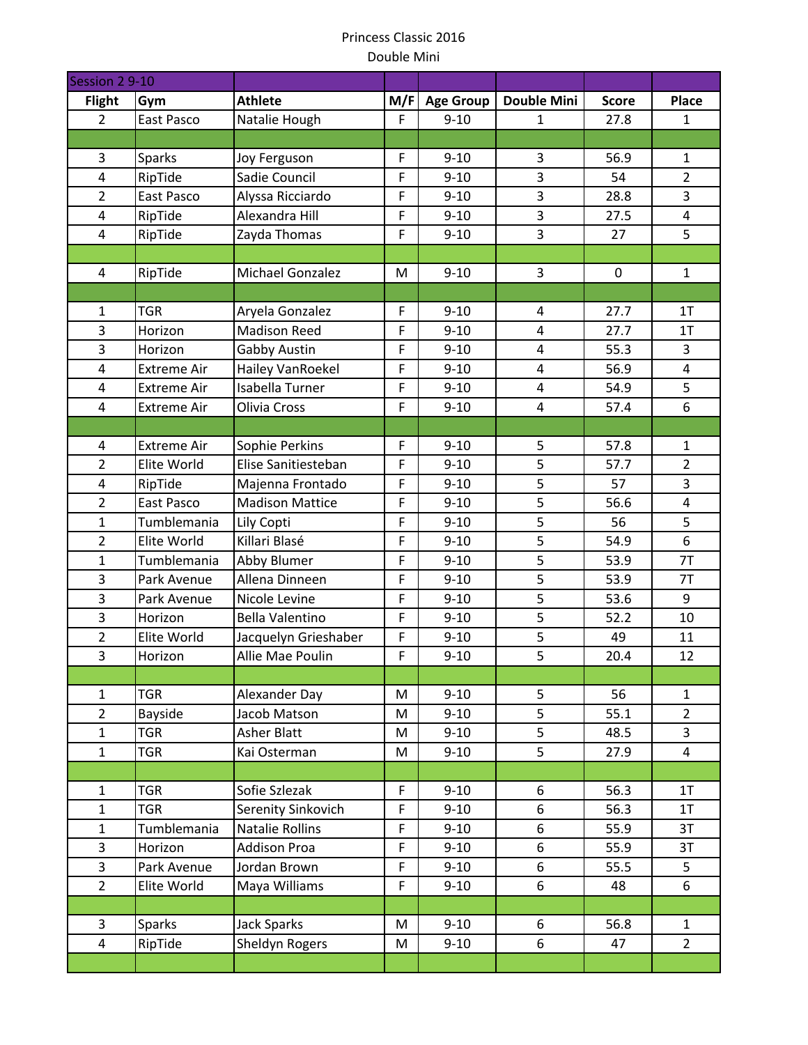Princess Classic 2016

Double Mini

| Session 2 9-10 | | | | | | | |
|---|---|---|---|---|---|---|---|
| **Flight** | **Gym** | **Athlete** | **M/F** | **Age Group** | **Double Mini** | **Score** | **Place** |
| 2 | East Pasco | Natalie Hough | F | 9-10 | 1 | 27.8 | 1 |
| | | | | | | | |
| 3 | Sparks | Joy Ferguson | F | 9-10 | 3 | 56.9 | 1 |
| 4 | RipTide | Sadie Council | F | 9-10 | 3 | 54 | 2 |
| 2 | East Pasco | Alyssa Ricciardo | F | 9-10 | 3 | 28.8 | 3 |
| 4 | RipTide | Alexandra Hill | F | 9-10 | 3 | 27.5 | 4 |
| 4 | RipTide | Zayda Thomas | F | 9-10 | 3 | 27 | 5 |
| | | | | | | | |
| 4 | RipTide | Michael Gonzalez | M | 9-10 | 3 | 0 | 1 |
| | | | | | | | |
| 1 | TGR | Aryela Gonzalez | F | 9-10 | 4 | 27.7 | 1T |
| 3 | Horizon | Madison Reed | F | 9-10 | 4 | 27.7 | 1T |
| 3 | Horizon | Gabby Austin | F | 9-10 | 4 | 55.3 | 3 |
| 4 | Extreme Air | Hailey VanRoekel | F | 9-10 | 4 | 56.9 | 4 |
| 4 | Extreme Air | Isabella Turner | F | 9-10 | 4 | 54.9 | 5 |
| 4 | Extreme Air | Olivia Cross | F | 9-10 | 4 | 57.4 | 6 |
| | | | | | | | |
| 4 | Extreme Air | Sophie Perkins | F | 9-10 | 5 | 57.8 | 1 |
| 2 | Elite World | Elise Sanitiesteban | F | 9-10 | 5 | 57.7 | 2 |
| 4 | RipTide | Majenna Frontado | F | 9-10 | 5 | 57 | 3 |
| 2 | East Pasco | Madison Mattice | F | 9-10 | 5 | 56.6 | 4 |
| 1 | Tumblemania | Lily Copti | F | 9-10 | 5 | 56 | 5 |
| 2 | Elite World | Killari Blasé | F | 9-10 | 5 | 54.9 | 6 |
| 1 | Tumblemania | Abby Blumer | F | 9-10 | 5 | 53.9 | 7T |
| 3 | Park Avenue | Allena Dinneen | F | 9-10 | 5 | 53.9 | 7T |
| 3 | Park Avenue | Nicole Levine | F | 9-10 | 5 | 53.6 | 9 |
| 3 | Horizon | Bella Valentino | F | 9-10 | 5 | 52.2 | 10 |
| 2 | Elite World | Jacquelyn Grieshaber | F | 9-10 | 5 | 49 | 11 |
| 3 | Horizon | Allie Mae Poulin | F | 9-10 | 5 | 20.4 | 12 |
| | | | | | | | |
| 1 | TGR | Alexander Day | M | 9-10 | 5 | 56 | 1 |
| 2 | Bayside | Jacob Matson | M | 9-10 | 5 | 55.1 | 2 |
| 1 | TGR | Asher Blatt | M | 9-10 | 5 | 48.5 | 3 |
| 1 | TGR | Kai Osterman | M | 9-10 | 5 | 27.9 | 4 |
| | | | | | | | |
| 1 | TGR | Sofie Szlezak | F | 9-10 | 6 | 56.3 | 1T |
| 1 | TGR | Serenity Sinkovich | F | 9-10 | 6 | 56.3 | 1T |
| 1 | Tumblemania | Natalie Rollins | F | 9-10 | 6 | 55.9 | 3T |
| 3 | Horizon | Addison Proa | F | 9-10 | 6 | 55.9 | 3T |
| 3 | Park Avenue | Jordan Brown | F | 9-10 | 6 | 55.5 | 5 |
| 2 | Elite World | Maya Williams | F | 9-10 | 6 | 48 | 6 |
| | | | | | | | |
| 3 | Sparks | Jack Sparks | M | 9-10 | 6 | 56.8 | 1 |
| 4 | RipTide | Sheldyn Rogers | M | 9-10 | 6 | 47 | 2 |
| | | | | | | | |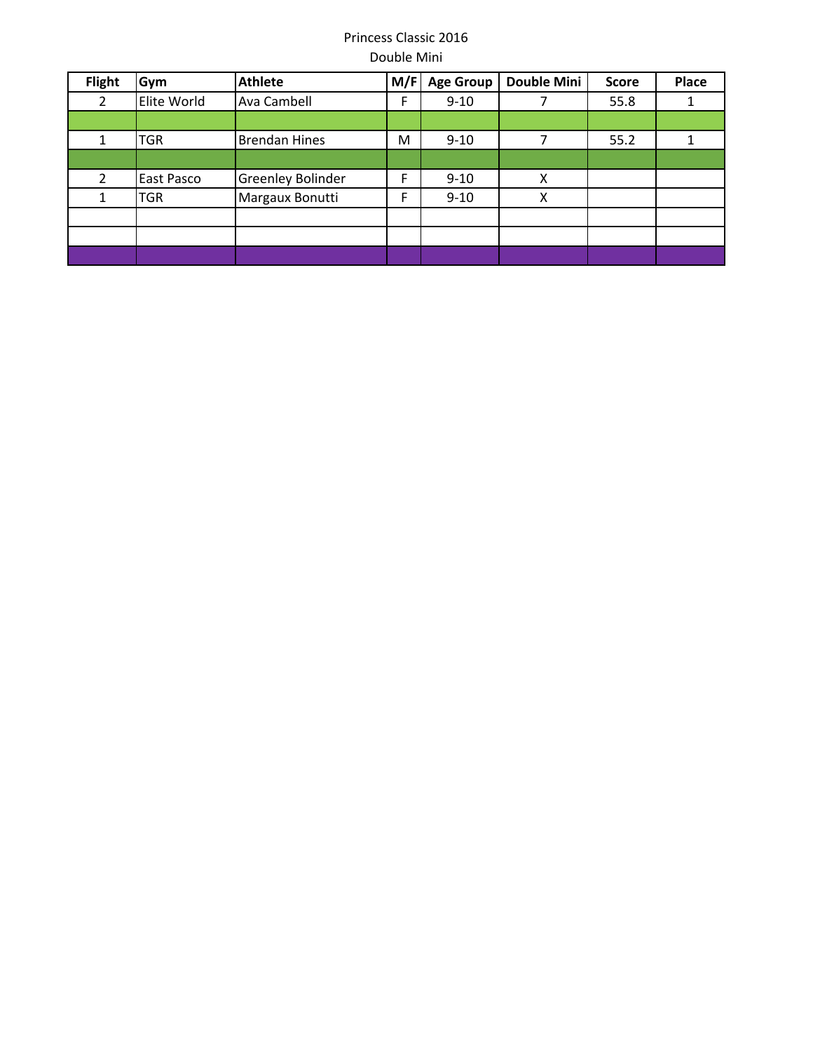Princess Classic 2016

Double Mini

| Flight | Gym | Athlete | M/F | Age Group | Double Mini | Score | Place |
|---|---|---|---|---|---|---|---|
| 2 | Elite World | Ava Cambell | F | 9-10 | 7 | 55.8 | 1 |
| | | | | | | | |
| 1 | TGR | Brendan Hines | M | 9-10 | 7 | 55.2 | 1 |
| | | | | | | | |
| 2 | East Pasco | Greenley Bolinder | F | 9-10 | X | | |
| 1 | TGR | Margaux Bonutti | F | 9-10 | X | | |
| | | | | | | | |
| | | | | | | | |
| | | | | | | | |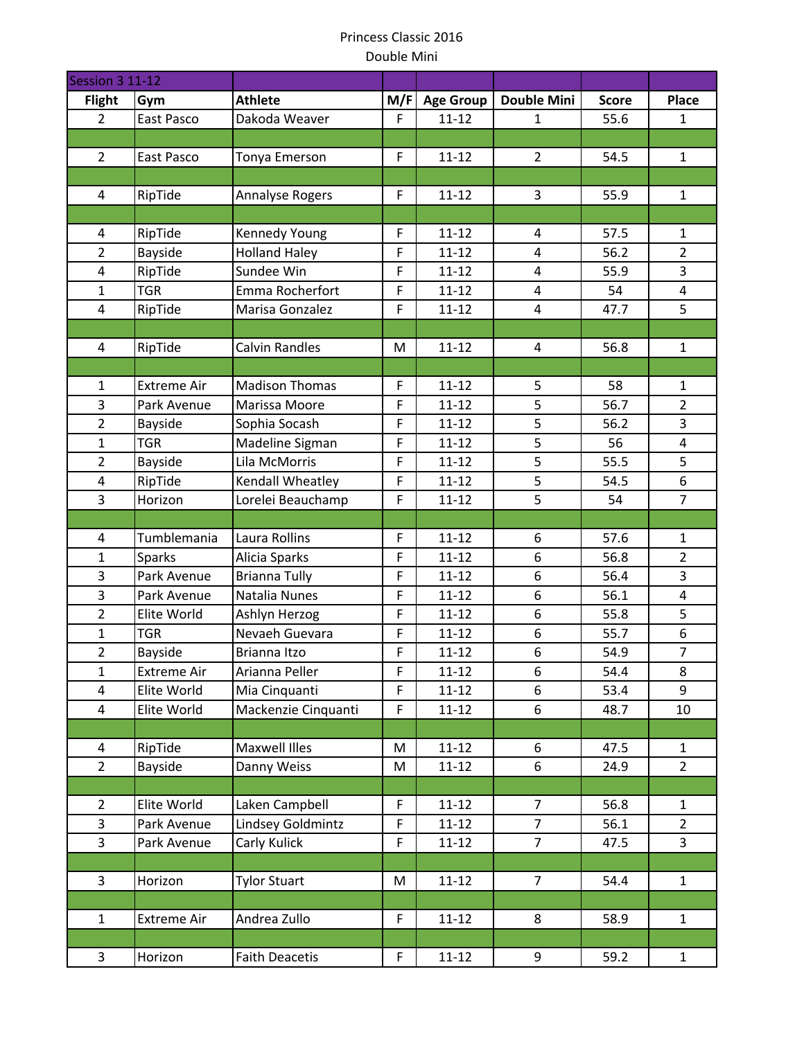Princess Classic 2016

Double Mini

| Session 3 11-12 | | | | | | | |
|---|---|---|---|---|---|---|---|
| Flight | Gym | Athlete | M/F | Age Group | Double Mini | Score | Place |
| 2 | East Pasco | Dakoda Weaver | F | 11-12 | 1 | 55.6 | 1 |
| | | | | | | | |
| 2 | East Pasco | Tonya Emerson | F | 11-12 | 2 | 54.5 | 1 |
| | | | | | | | |
| 4 | RipTide | Annalyse Rogers | F | 11-12 | 3 | 55.9 | 1 |
| | | | | | | | |
| 4 | RipTide | Kennedy Young | F | 11-12 | 4 | 57.5 | 1 |
| 2 | Bayside | Holland Haley | F | 11-12 | 4 | 56.2 | 2 |
| 4 | RipTide | Sundee Win | F | 11-12 | 4 | 55.9 | 3 |
| 1 | TGR | Emma Rocherfort | F | 11-12 | 4 | 54 | 4 |
| 4 | RipTide | Marisa Gonzalez | F | 11-12 | 4 | 47.7 | 5 |
| | | | | | | | |
| 4 | RipTide | Calvin Randles | M | 11-12 | 4 | 56.8 | 1 |
| | | | | | | | |
| 1 | Extreme Air | Madison Thomas | F | 11-12 | 5 | 58 | 1 |
| 3 | Park Avenue | Marissa Moore | F | 11-12 | 5 | 56.7 | 2 |
| 2 | Bayside | Sophia Socash | F | 11-12 | 5 | 56.2 | 3 |
| 1 | TGR | Madeline Sigman | F | 11-12 | 5 | 56 | 4 |
| 2 | Bayside | Lila McMorris | F | 11-12 | 5 | 55.5 | 5 |
| 4 | RipTide | Kendall Wheatley | F | 11-12 | 5 | 54.5 | 6 |
| 3 | Horizon | Lorelei Beauchamp | F | 11-12 | 5 | 54 | 7 |
| | | | | | | | |
| 4 | Tumblemania | Laura Rollins | F | 11-12 | 6 | 57.6 | 1 |
| 1 | Sparks | Alicia Sparks | F | 11-12 | 6 | 56.8 | 2 |
| 3 | Park Avenue | Brianna Tully | F | 11-12 | 6 | 56.4 | 3 |
| 3 | Park Avenue | Natalia Nunes | F | 11-12 | 6 | 56.1 | 4 |
| 2 | Elite World | Ashlyn Herzog | F | 11-12 | 6 | 55.8 | 5 |
| 1 | TGR | Nevaeh Guevara | F | 11-12 | 6 | 55.7 | 6 |
| 2 | Bayside | Brianna Itzo | F | 11-12 | 6 | 54.9 | 7 |
| 1 | Extreme Air | Arianna Peller | F | 11-12 | 6 | 54.4 | 8 |
| 4 | Elite World | Mia Cinquanti | F | 11-12 | 6 | 53.4 | 9 |
| 4 | Elite World | Mackenzie Cinquanti | F | 11-12 | 6 | 48.7 | 10 |
| | | | | | | | |
| 4 | RipTide | Maxwell Illes | M | 11-12 | 6 | 47.5 | 1 |
| 2 | Bayside | Danny Weiss | M | 11-12 | 6 | 24.9 | 2 |
| | | | | | | | |
| 2 | Elite World | Laken Campbell | F | 11-12 | 7 | 56.8 | 1 |
| 3 | Park Avenue | Lindsey Goldmintz | F | 11-12 | 7 | 56.1 | 2 |
| 3 | Park Avenue | Carly Kulick | F | 11-12 | 7 | 47.5 | 3 |
| | | | | | | | |
| 3 | Horizon | Tylor Stuart | M | 11-12 | 7 | 54.4 | 1 |
| | | | | | | | |
| 1 | Extreme Air | Andrea Zullo | F | 11-12 | 8 | 58.9 | 1 |
| | | | | | | | |
| 3 | Horizon | Faith Deacetis | F | 11-12 | 9 | 59.2 | 1 |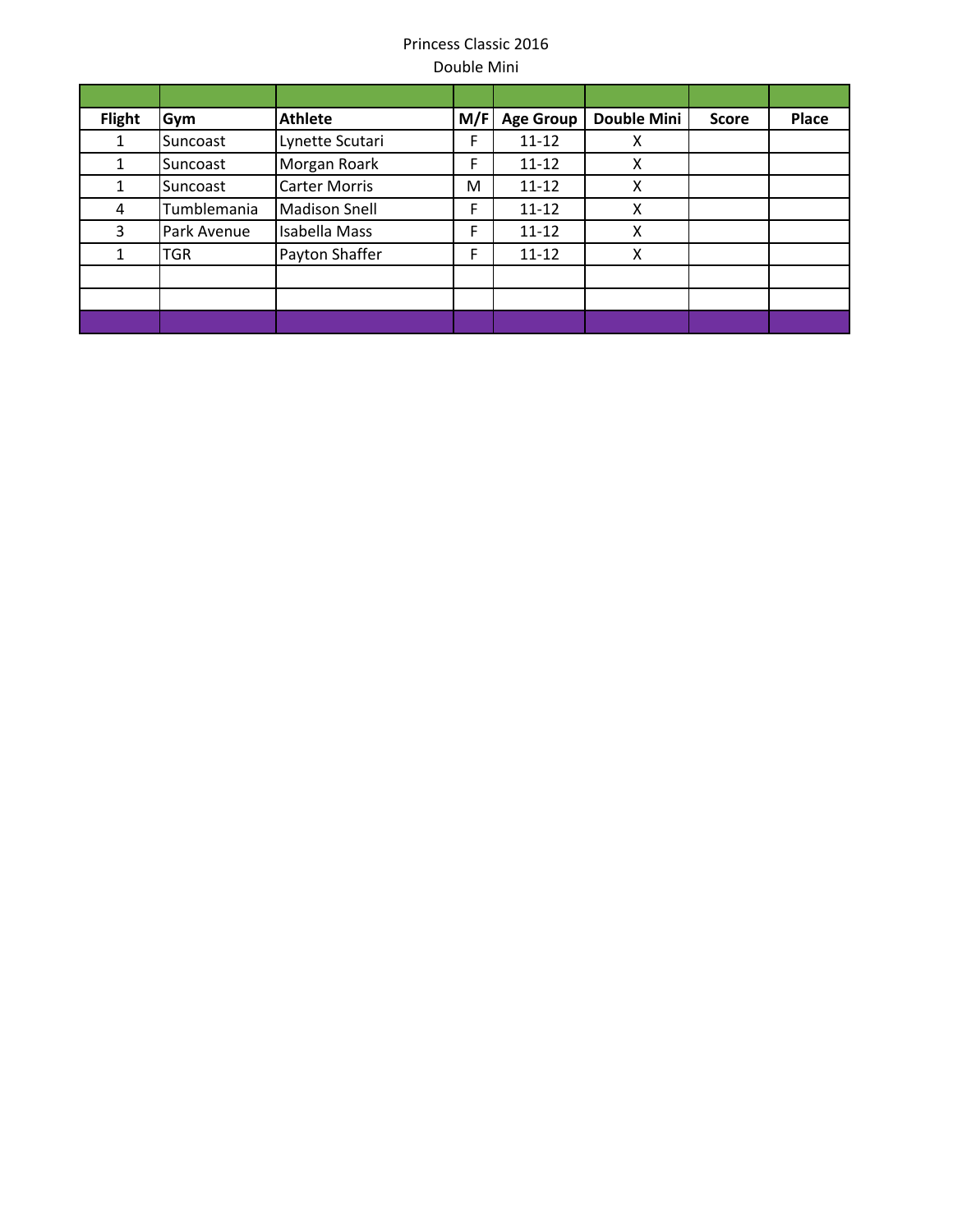Princess Classic 2016

Double Mini

| Flight | Gym | Athlete | M/F | Age Group | Double Mini | Score | Place |
|---|---|---|---|---|---|---|---|
| 1 | Suncoast | Lynette Scutari | F | 11-12 | X | | |
| 1 | Suncoast | Morgan Roark | F | 11-12 | X | | |
| 1 | Suncoast | Carter Morris | M | 11-12 | X | | |
| 4 | Tumblemania | Madison Snell | F | 11-12 | X | | |
| 3 | Park Avenue | Isabella Mass | F | 11-12 | X | | |
| 1 | TGR | Payton Shaffer | F | 11-12 | X | | |
| | | | | | | | |
| | | | | | | | |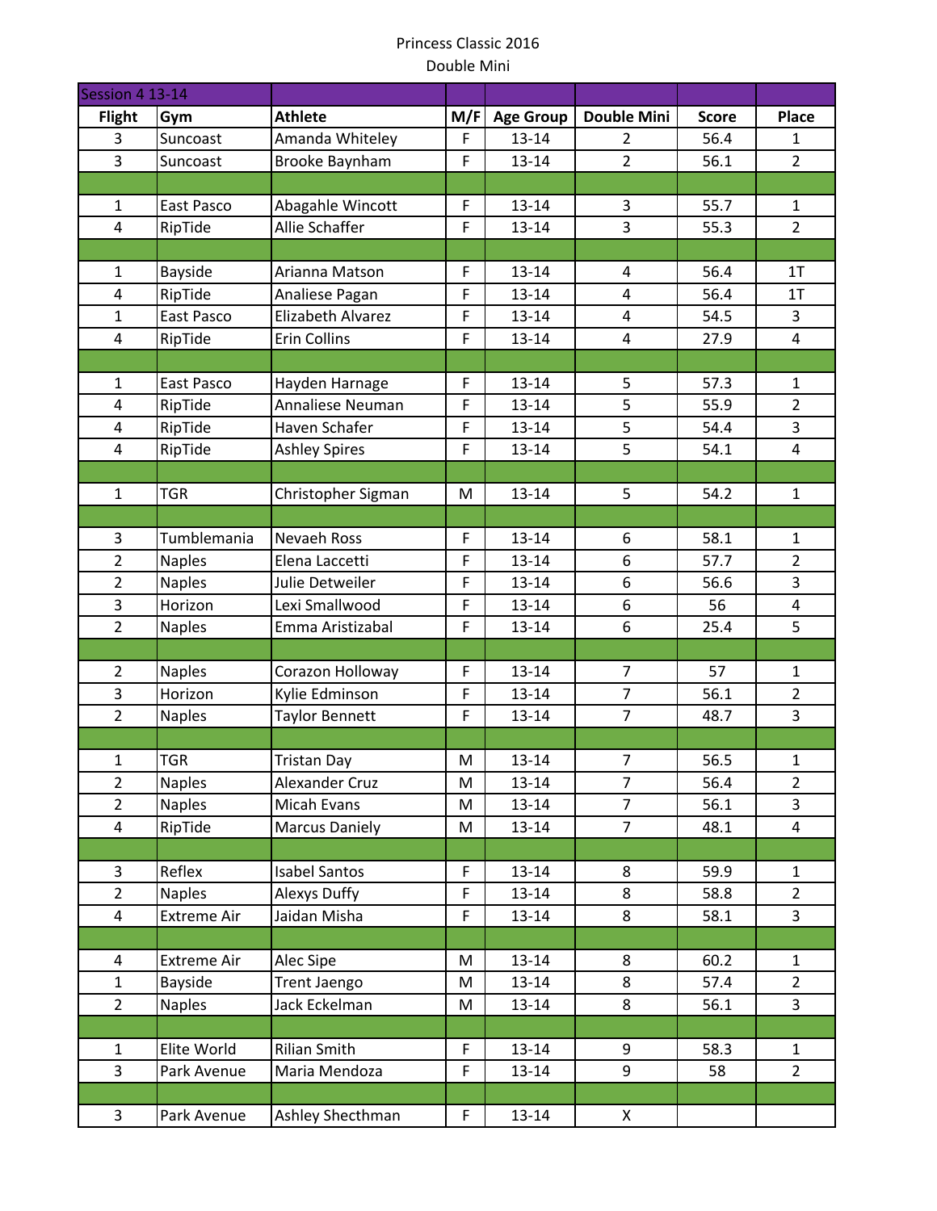Princess Classic 2016

Double Mini

| Session 4 13-14 | | | | | | | |
|---|---|---|---|---|---|---|---|
| **Flight** | **Gym** | **Athlete** | **M/F** | **Age Group** | **Double Mini** | **Score** | **Place** |
| 3 | Suncoast | Amanda Whiteley | F | 13-14 | 2 | 56.4 | 1 |
| 3 | Suncoast | Brooke Baynham | F | 13-14 | 2 | 56.1 | 2 |
| | | | | | | | |
| 1 | East Pasco | Abagahle Wincott | F | 13-14 | 3 | 55.7 | 1 |
| 4 | RipTide | Allie Schaffer | F | 13-14 | 3 | 55.3 | 2 |
| | | | | | | | |
| 1 | Bayside | Arianna Matson | F | 13-14 | 4 | 56.4 | 1T |
| 4 | RipTide | Analiese Pagan | F | 13-14 | 4 | 56.4 | 1T |
| 1 | East Pasco | Elizabeth Alvarez | F | 13-14 | 4 | 54.5 | 3 |
| 4 | RipTide | Erin Collins | F | 13-14 | 4 | 27.9 | 4 |
| | | | | | | | |
| 1 | East Pasco | Hayden Harnage | F | 13-14 | 5 | 57.3 | 1 |
| 4 | RipTide | Annaliese Neuman | F | 13-14 | 5 | 55.9 | 2 |
| 4 | RipTide | Haven Schafer | F | 13-14 | 5 | 54.4 | 3 |
| 4 | RipTide | Ashley Spires | F | 13-14 | 5 | 54.1 | 4 |
| | | | | | | | |
| 1 | TGR | Christopher Sigman | M | 13-14 | 5 | 54.2 | 1 |
| | | | | | | | |
| 3 | Tumblemania | Nevaeh Ross | F | 13-14 | 6 | 58.1 | 1 |
| 2 | Naples | Elena Laccetti | F | 13-14 | 6 | 57.7 | 2 |
| 2 | Naples | Julie Detweiler | F | 13-14 | 6 | 56.6 | 3 |
| 3 | Horizon | Lexi Smallwood | F | 13-14 | 6 | 56 | 4 |
| 2 | Naples | Emma Aristizabal | F | 13-14 | 6 | 25.4 | 5 |
| | | | | | | | |
| 2 | Naples | Corazon Holloway | F | 13-14 | 7 | 57 | 1 |
| 3 | Horizon | Kylie Edminson | F | 13-14 | 7 | 56.1 | 2 |
| 2 | Naples | Taylor Bennett | F | 13-14 | 7 | 48.7 | 3 |
| | | | | | | | |
| 1 | TGR | Tristan Day | M | 13-14 | 7 | 56.5 | 1 |
| 2 | Naples | Alexander Cruz | M | 13-14 | 7 | 56.4 | 2 |
| 2 | Naples | Micah Evans | M | 13-14 | 7 | 56.1 | 3 |
| 4 | RipTide | Marcus Daniely | M | 13-14 | 7 | 48.1 | 4 |
| | | | | | | | |
| 3 | Reflex | Isabel Santos | F | 13-14 | 8 | 59.9 | 1 |
| 2 | Naples | Alexys Duffy | F | 13-14 | 8 | 58.8 | 2 |
| 4 | Extreme Air | Jaidan Misha | F | 13-14 | 8 | 58.1 | 3 |
| | | | | | | | |
| 4 | Extreme Air | Alec Sipe | M | 13-14 | 8 | 60.2 | 1 |
| 1 | Bayside | Trent Jaengo | M | 13-14 | 8 | 57.4 | 2 |
| 2 | Naples | Jack Eckelman | M | 13-14 | 8 | 56.1 | 3 |
| | | | | | | | |
| 1 | Elite World | Rilian Smith | F | 13-14 | 9 | 58.3 | 1 |
| 3 | Park Avenue | Maria Mendoza | F | 13-14 | 9 | 58 | 2 |
| | | | | | | | |
| 3 | Park Avenue | Ashley Shecthman | F | 13-14 | X | | |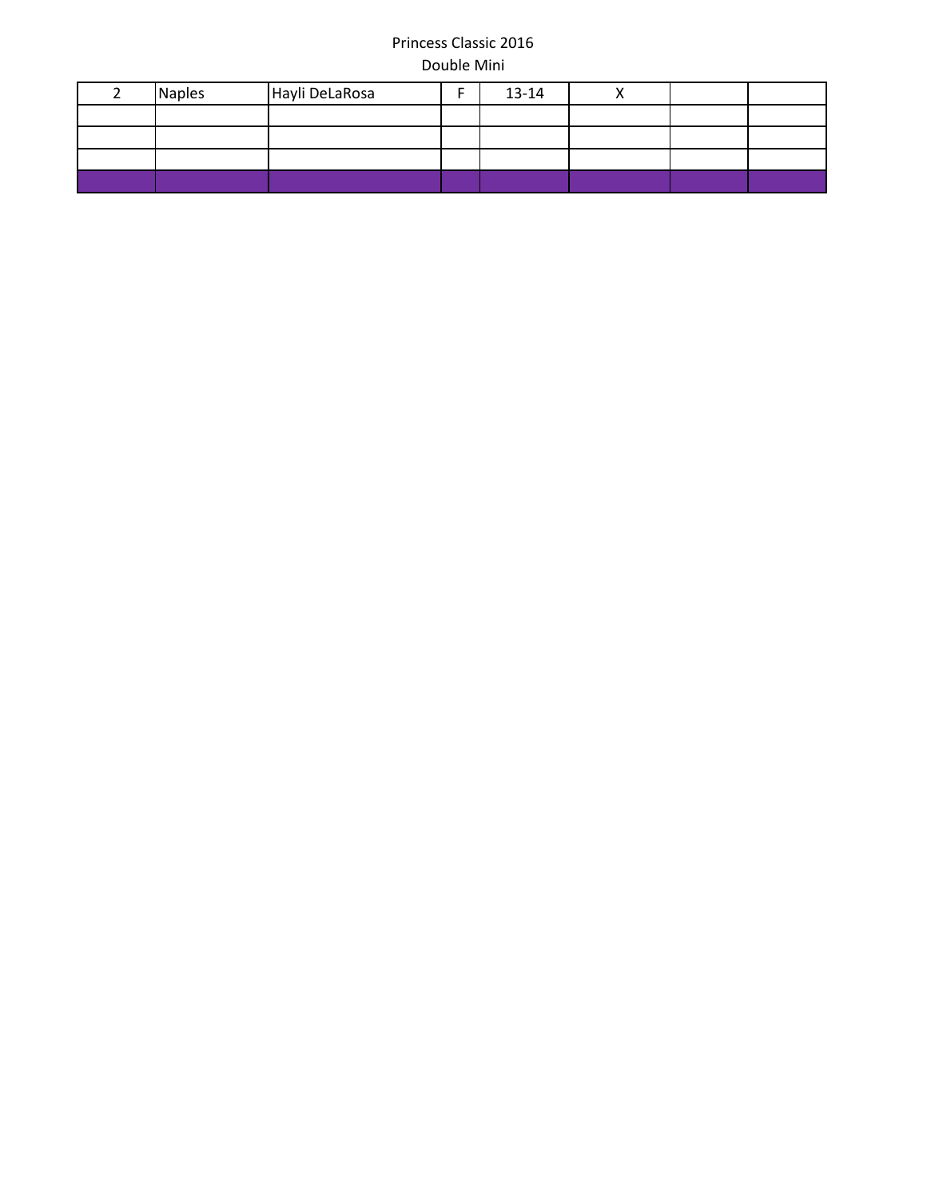Princess Classic 2016

Double Mini

| 2 | Naples | Hayli DeLaRosa | F | 13-14 | X | | |
|---|---|---|---|---|---|---|---|
| | | | | | | | |
| | | | | | | | |
| | | | | | | | |
| | | | | | | | |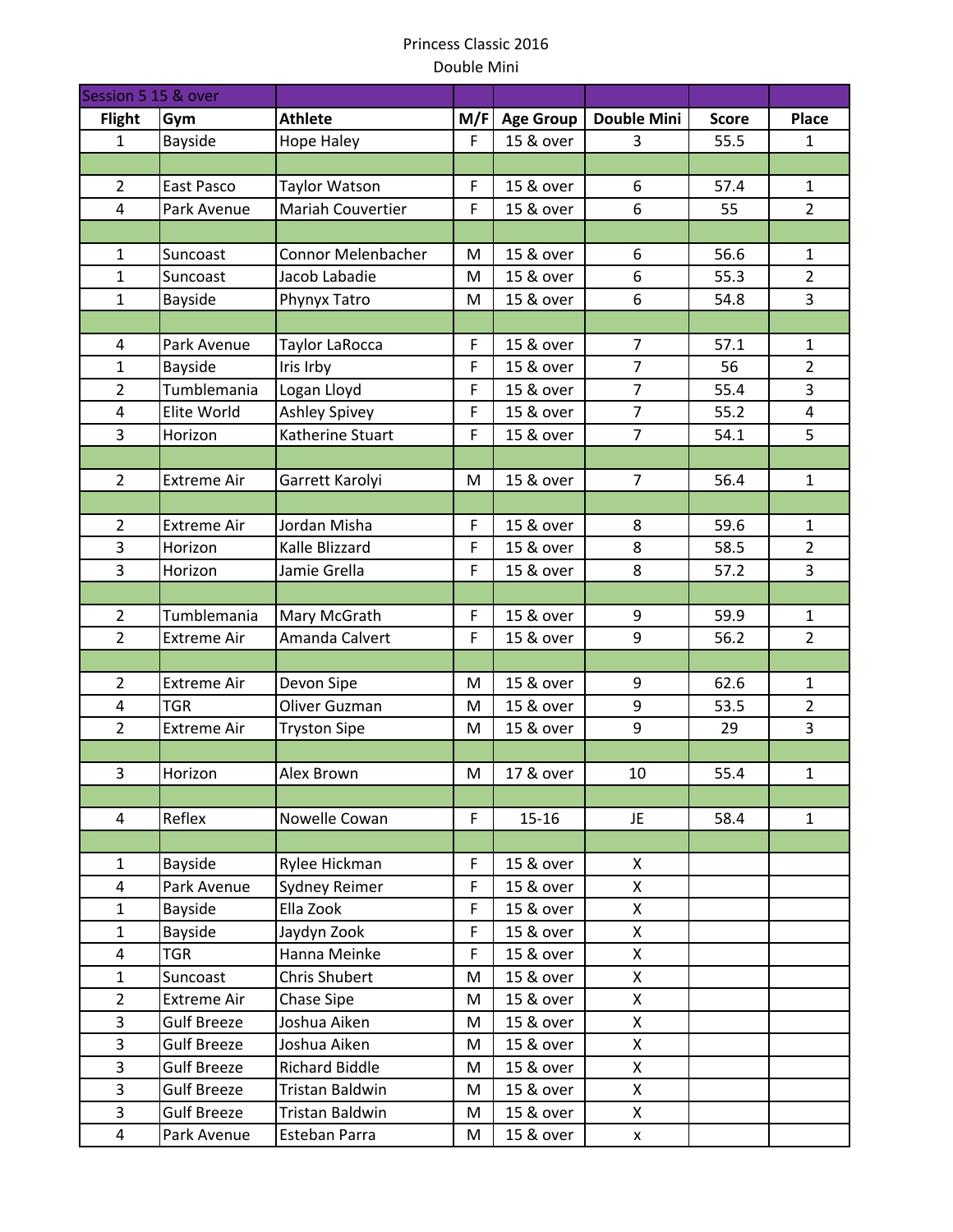Princess Classic 2016

Double Mini

| Session 5 15 & over | | | | | | | |
|---|---|---|---|---|---|---|---|
| Flight | Gym | Athlete | M/F | Age Group | Double Mini | Score | Place |
| 1 | Bayside | Hope Haley | F | 15 & over | 3 | 55.5 | 1 |
| | | | | | | | |
| 2 | East Pasco | Taylor Watson | F | 15 & over | 6 | 57.4 | 1 |
| 4 | Park Avenue | Mariah Couvertier | F | 15 & over | 6 | 55 | 2 |
| | | | | | | | |
| 1 | Suncoast | Connor Melenbacher | M | 15 & over | 6 | 56.6 | 1 |
| 1 | Suncoast | Jacob Labadie | M | 15 & over | 6 | 55.3 | 2 |
| 1 | Bayside | Phynyx Tatro | M | 15 & over | 6 | 54.8 | 3 |
| | | | | | | | |
| 4 | Park Avenue | Taylor LaRocca | F | 15 & over | 7 | 57.1 | 1 |
| 1 | Bayside | Iris Irby | F | 15 & over | 7 | 56 | 2 |
| 2 | Tumblemania | Logan Lloyd | F | 15 & over | 7 | 55.4 | 3 |
| 4 | Elite World | Ashley Spivey | F | 15 & over | 7 | 55.2 | 4 |
| 3 | Horizon | Katherine Stuart | F | 15 & over | 7 | 54.1 | 5 |
| | | | | | | | |
| 2 | Extreme Air | Garrett Karolyi | M | 15 & over | 7 | 56.4 | 1 |
| | | | | | | | |
| 2 | Extreme Air | Jordan Misha | F | 15 & over | 8 | 59.6 | 1 |
| 3 | Horizon | Kalle Blizzard | F | 15 & over | 8 | 58.5 | 2 |
| 3 | Horizon | Jamie Grella | F | 15 & over | 8 | 57.2 | 3 |
| | | | | | | | |
| 2 | Tumblemania | Mary McGrath | F | 15 & over | 9 | 59.9 | 1 |
| 2 | Extreme Air | Amanda Calvert | F | 15 & over | 9 | 56.2 | 2 |
| | | | | | | | |
| 2 | Extreme Air | Devon Sipe | M | 15 & over | 9 | 62.6 | 1 |
| 4 | TGR | Oliver Guzman | M | 15 & over | 9 | 53.5 | 2 |
| 2 | Extreme Air | Tryston Sipe | M | 15 & over | 9 | 29 | 3 |
| | | | | | | | |
| 3 | Horizon | Alex Brown | M | 17 & over | 10 | 55.4 | 1 |
| | | | | | | | |
| 4 | Reflex | Nowelle Cowan | F | 15-16 | JE | 58.4 | 1 |
| | | | | | | | |
| 1 | Bayside | Rylee Hickman | F | 15 & over | X | | |
| 4 | Park Avenue | Sydney Reimer | F | 15 & over | X | | |
| 1 | Bayside | Ella Zook | F | 15 & over | X | | |
| 1 | Bayside | Jaydyn Zook | F | 15 & over | X | | |
| 4 | TGR | Hanna Meinke | F | 15 & over | X | | |
| 1 | Suncoast | Chris Shubert | M | 15 & over | X | | |
| 2 | Extreme Air | Chase Sipe | M | 15 & over | X | | |
| 3 | Gulf Breeze | Joshua Aiken | M | 15 & over | X | | |
| 3 | Gulf Breeze | Joshua Aiken | M | 15 & over | X | | |
| 3 | Gulf Breeze | Richard Biddle | M | 15 & over | X | | |
| 3 | Gulf Breeze | Tristan Baldwin | M | 15 & over | X | | |
| 3 | Gulf Breeze | Tristan Baldwin | M | 15 & over | X | | |
| 4 | Park Avenue | Esteban Parra | M | 15 & over | x | | |